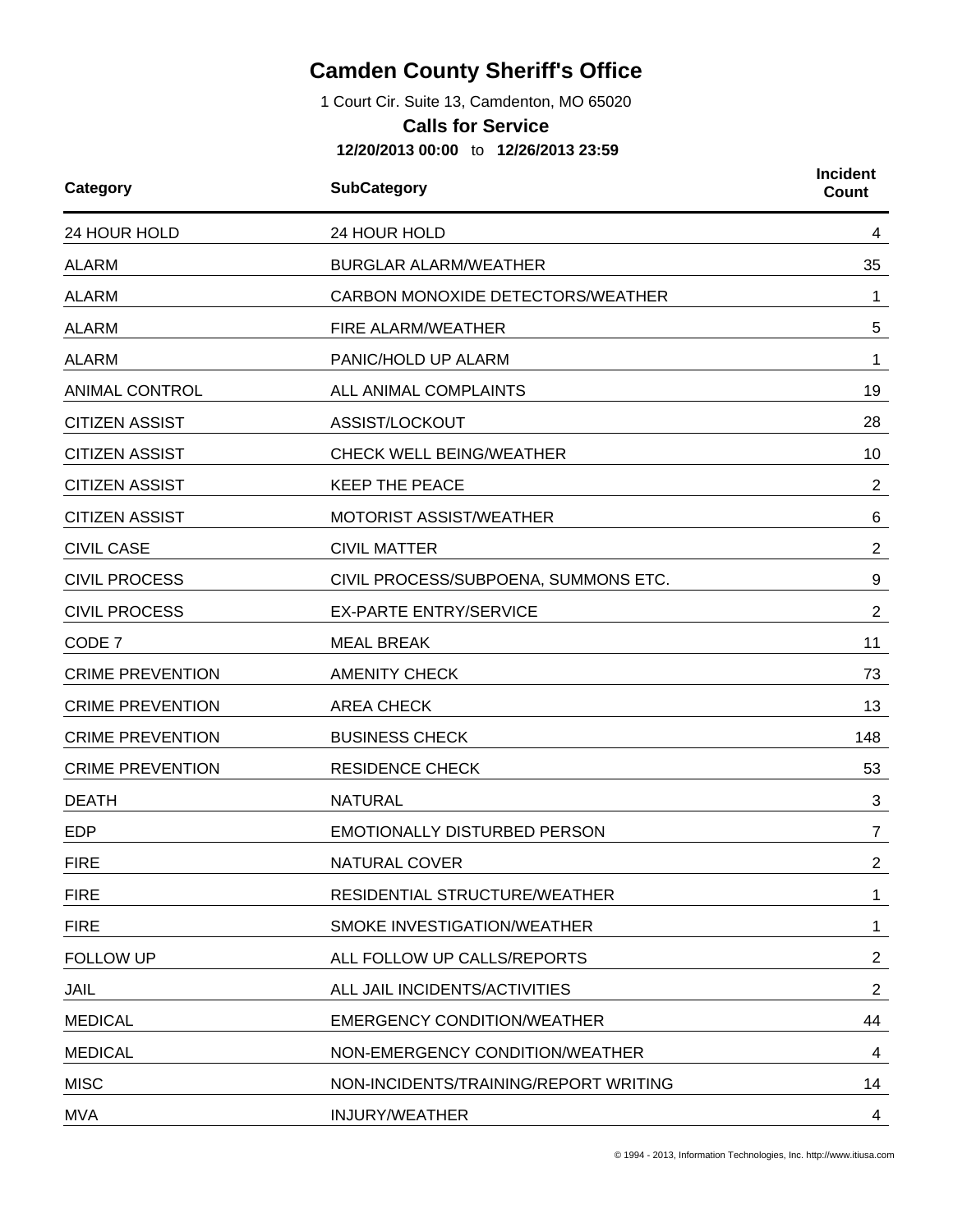# Camden County Sheriff's Office

1 Court Cir. Suite 13, Camdenton, MO 65020

**Calls for Service**

**12/20/2013 00:00** to **12/26/2013 23:59**

| Category | SubCategory | Incident Count |
|---|---|---|
| 24 HOUR HOLD | 24 HOUR HOLD | 4 |
| ALARM | BURGLAR ALARM/WEATHER | 35 |
| ALARM | CARBON MONOXIDE DETECTORS/WEATHER | 1 |
| ALARM | FIRE ALARM/WEATHER | 5 |
| ALARM | PANIC/HOLD UP ALARM | 1 |
| ANIMAL CONTROL | ALL ANIMAL COMPLAINTS | 19 |
| CITIZEN ASSIST | ASSIST/LOCKOUT | 28 |
| CITIZEN ASSIST | CHECK WELL BEING/WEATHER | 10 |
| CITIZEN ASSIST | KEEP THE PEACE | 2 |
| CITIZEN ASSIST | MOTORIST ASSIST/WEATHER | 6 |
| CIVIL CASE | CIVIL MATTER | 2 |
| CIVIL PROCESS | CIVIL PROCESS/SUBPOENA, SUMMONS ETC. | 9 |
| CIVIL PROCESS | EX-PARTE ENTRY/SERVICE | 2 |
| CODE 7 | MEAL BREAK | 11 |
| CRIME PREVENTION | AMENITY CHECK | 73 |
| CRIME PREVENTION | AREA CHECK | 13 |
| CRIME PREVENTION | BUSINESS CHECK | 148 |
| CRIME PREVENTION | RESIDENCE CHECK | 53 |
| DEATH | NATURAL | 3 |
| EDP | EMOTIONALLY DISTURBED PERSON | 7 |
| FIRE | NATURAL COVER | 2 |
| FIRE | RESIDENTIAL STRUCTURE/WEATHER | 1 |
| FIRE | SMOKE INVESTIGATION/WEATHER | 1 |
| FOLLOW UP | ALL FOLLOW UP CALLS/REPORTS | 2 |
| JAIL | ALL JAIL INCIDENTS/ACTIVITIES | 2 |
| MEDICAL | EMERGENCY CONDITION/WEATHER | 44 |
| MEDICAL | NON-EMERGENCY CONDITION/WEATHER | 4 |
| MISC | NON-INCIDENTS/TRAINING/REPORT WRITING | 14 |
| MVA | INJURY/WEATHER | 4 |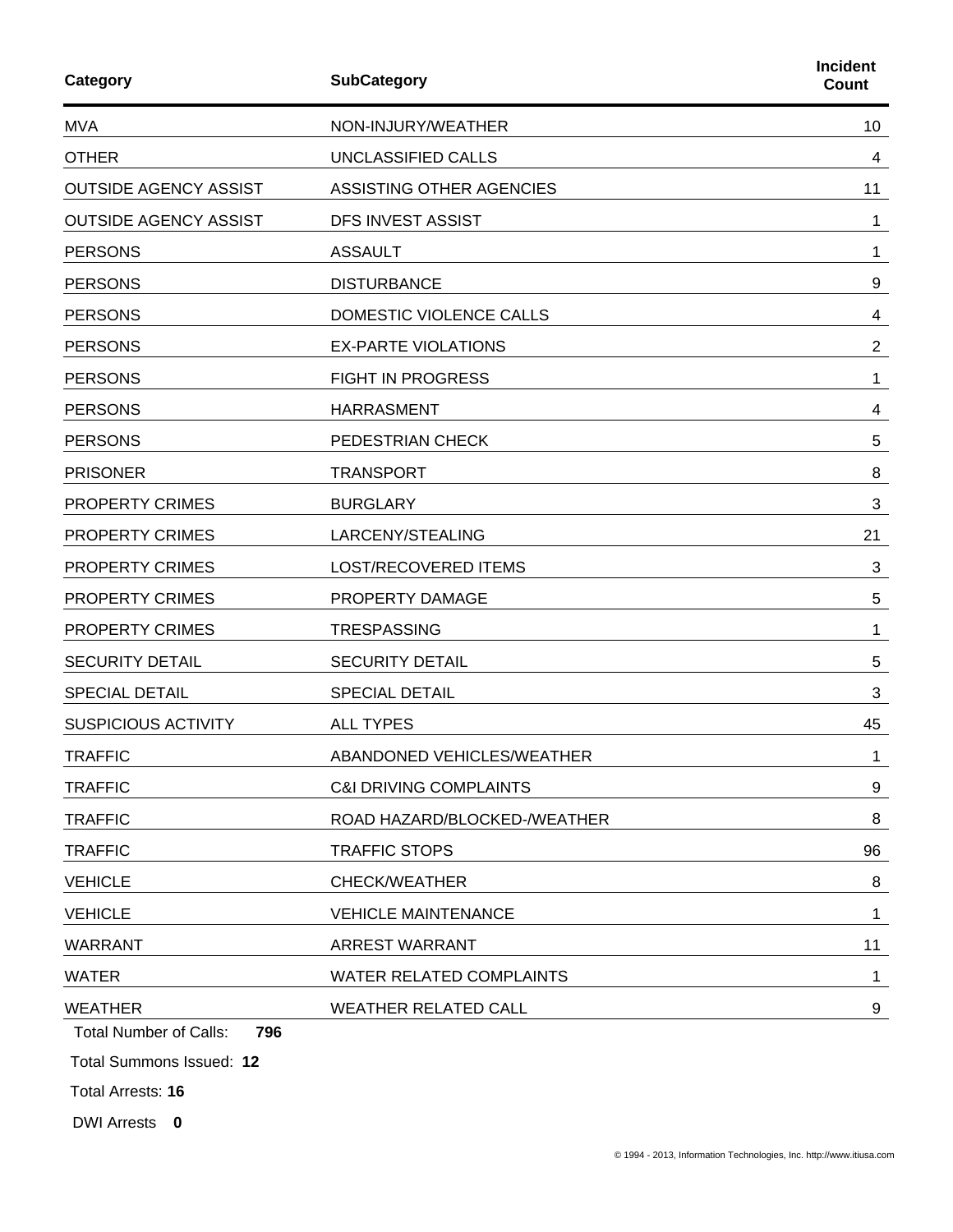| Category | SubCategory | Incident Count |
|---|---|---|
| MVA | NON-INJURY/WEATHER | 10 |
| OTHER | UNCLASSIFIED CALLS | 4 |
| OUTSIDE AGENCY ASSIST | ASSISTING OTHER AGENCIES | 11 |
| OUTSIDE AGENCY ASSIST | DFS INVEST ASSIST | 1 |
| PERSONS | ASSAULT | 1 |
| PERSONS | DISTURBANCE | 9 |
| PERSONS | DOMESTIC VIOLENCE CALLS | 4 |
| PERSONS | EX-PARTE VIOLATIONS | 2 |
| PERSONS | FIGHT IN PROGRESS | 1 |
| PERSONS | HARRASMENT | 4 |
| PERSONS | PEDESTRIAN CHECK | 5 |
| PRISONER | TRANSPORT | 8 |
| PROPERTY CRIMES | BURGLARY | 3 |
| PROPERTY CRIMES | LARCENY/STEALING | 21 |
| PROPERTY CRIMES | LOST/RECOVERED ITEMS | 3 |
| PROPERTY CRIMES | PROPERTY DAMAGE | 5 |
| PROPERTY CRIMES | TRESPASSING | 1 |
| SECURITY DETAIL | SECURITY DETAIL | 5 |
| SPECIAL DETAIL | SPECIAL DETAIL | 3 |
| SUSPICIOUS ACTIVITY | ALL TYPES | 45 |
| TRAFFIC | ABANDONED VEHICLES/WEATHER | 1 |
| TRAFFIC | C&I DRIVING COMPLAINTS | 9 |
| TRAFFIC | ROAD HAZARD/BLOCKED-/WEATHER | 8 |
| TRAFFIC | TRAFFIC STOPS | 96 |
| VEHICLE | CHECK/WEATHER | 8 |
| VEHICLE | VEHICLE MAINTENANCE | 1 |
| WARRANT | ARREST WARRANT | 11 |
| WATER | WATER RELATED COMPLAINTS | 1 |
| WEATHER | WEATHER RELATED CALL | 9 |

Total Number of Calls: **796**

Total Summons Issued: **12**

Total Arrests: **16**

DWI Arrests **0**

© 1994 - 2013, Information Technologies, Inc. http://www.itiusa.com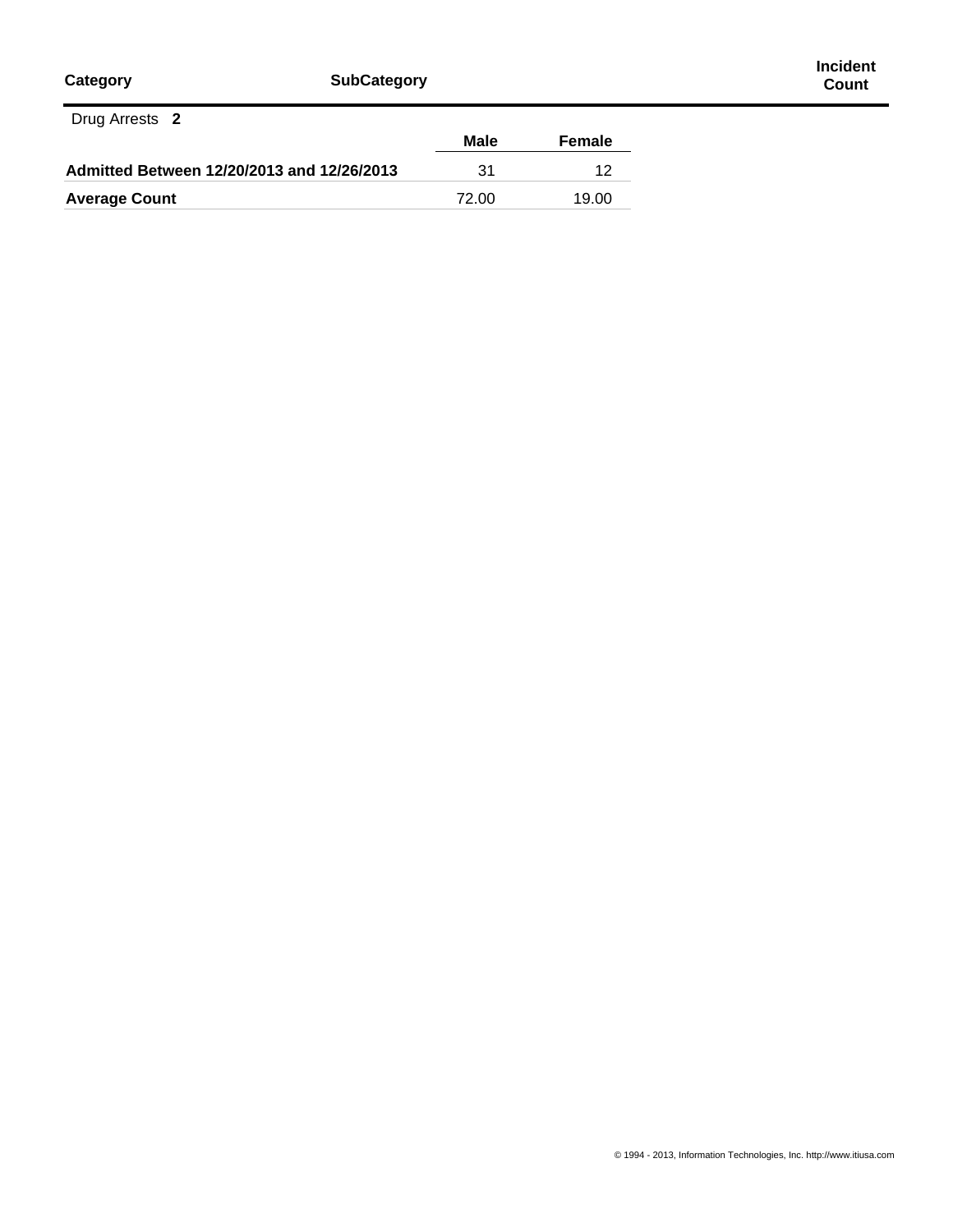| Category | SubCategory | Incident Count |
|---|---|---|
| Drug Arrests | | 2 |

| | Male | Female |
|---|---|---|
| **Admitted Between 12/20/2013 and 12/26/2013** | 31 | 12 |
| **Average Count** | 72.00 | 19.00 |

© 1994 - 2013, Information Technologies, Inc. http://www.itiusa.com